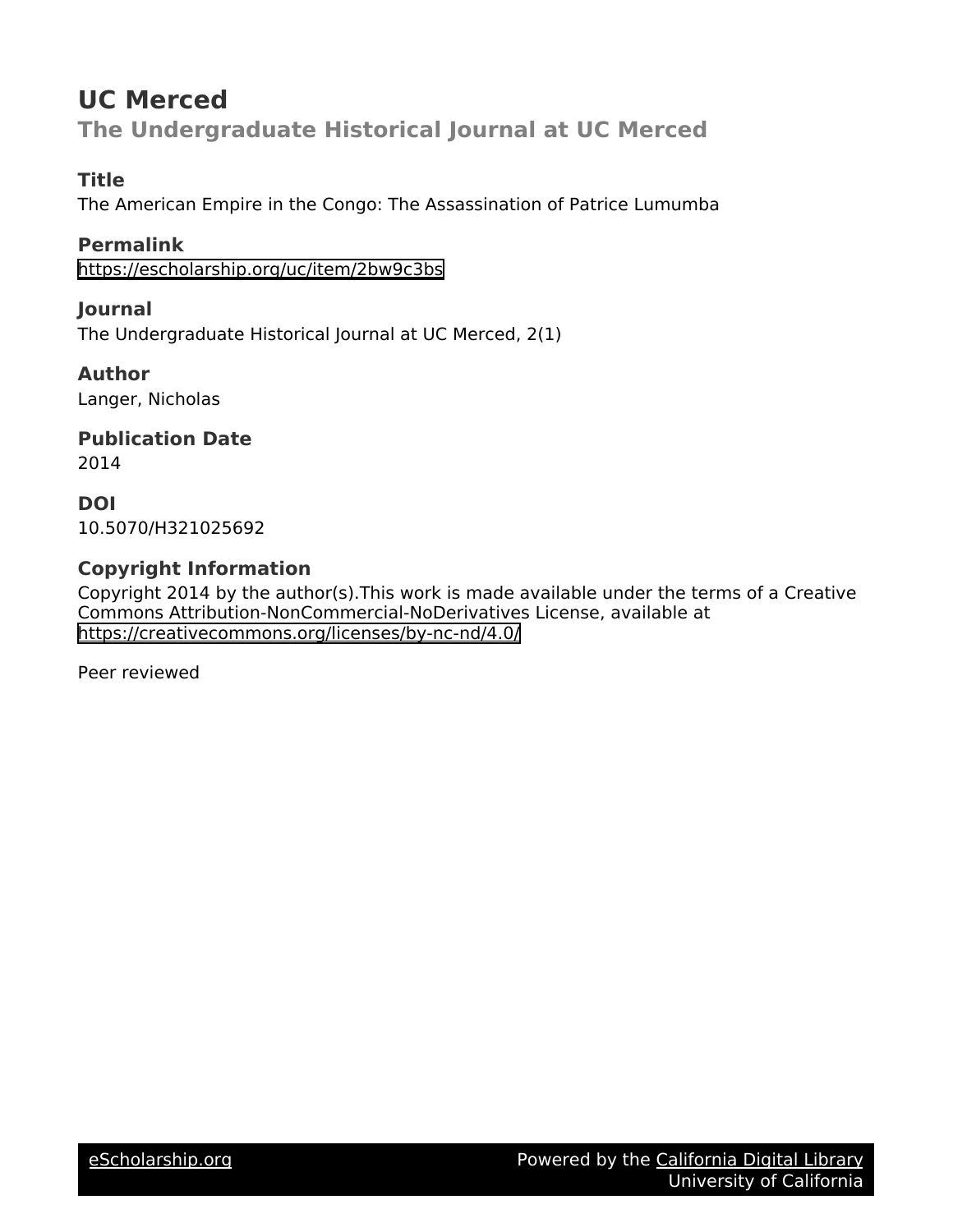# UC Merced

## The Undergraduate Historical Journal at UC Merced

### Title

The American Empire in the Congo: The Assassination of Patrice Lumumba

### Permalink

https://escholarship.org/uc/item/2bw9c3bs

### Journal

The Undergraduate Historical Journal at UC Merced, 2(1)

### Author

Langer, Nicholas

### Publication Date

2014

### DOI

10.5070/H321025692

### Copyright Information

Copyright 2014 by the author(s).This work is made available under the terms of a Creative Commons Attribution-NonCommercial-NoDerivatives License, available at https://creativecommons.org/licenses/by-nc-nd/4.0/

Peer reviewed

eScholarship.org — Powered by the California Digital Library, University of California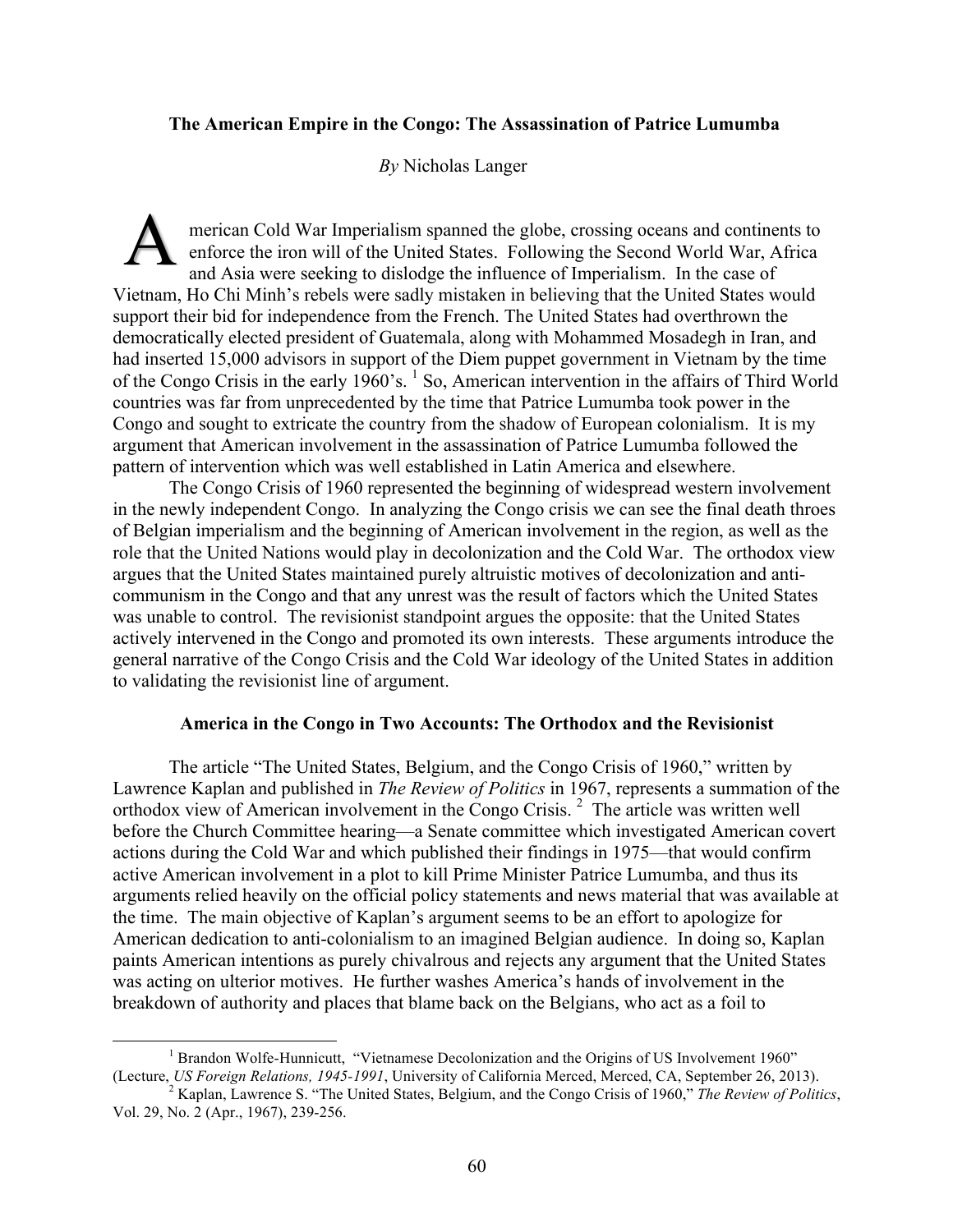**The American Empire in the Congo: The Assassination of Patrice Lumumba**

*By* Nicholas Langer

American Cold War Imperialism spanned the globe, crossing oceans and continents to enforce the iron will of the United States. Following the Second World War, Africa and Asia were seeking to dislodge the influence of Imperialism. In the case of Vietnam, Ho Chi Minh's rebels were sadly mistaken in believing that the United States would support their bid for independence from the French. The United States had overthrown the democratically elected president of Guatemala, along with Mohammed Mosadegh in Iran, and had inserted 15,000 advisors in support of the Diem puppet government in Vietnam by the time of the Congo Crisis in the early 1960's. [1] So, American intervention in the affairs of Third World countries was far from unprecedented by the time that Patrice Lumumba took power in the Congo and sought to extricate the country from the shadow of European colonialism. It is my argument that American involvement in the assassination of Patrice Lumumba followed the pattern of intervention which was well established in Latin America and elsewhere.

The Congo Crisis of 1960 represented the beginning of widespread western involvement in the newly independent Congo. In analyzing the Congo crisis we can see the final death throes of Belgian imperialism and the beginning of American involvement in the region, as well as the role that the United Nations would play in decolonization and the Cold War. The orthodox view argues that the United States maintained purely altruistic motives of decolonization and anti-communism in the Congo and that any unrest was the result of factors which the United States was unable to control. The revisionist standpoint argues the opposite: that the United States actively intervened in the Congo and promoted its own interests. These arguments introduce the general narrative of the Congo Crisis and the Cold War ideology of the United States in addition to validating the revisionist line of argument.

**America in the Congo in Two Accounts: The Orthodox and the Revisionist**

The article "The United States, Belgium, and the Congo Crisis of 1960," written by Lawrence Kaplan and published in *The Review of Politics* in 1967, represents a summation of the orthodox view of American involvement in the Congo Crisis. [2] The article was written well before the Church Committee hearing—a Senate committee which investigated American covert actions during the Cold War and which published their findings in 1975—that would confirm active American involvement in a plot to kill Prime Minister Patrice Lumumba, and thus its arguments relied heavily on the official policy statements and news material that was available at the time. The main objective of Kaplan's argument seems to be an effort to apologize for American dedication to anti-colonialism to an imagined Belgian audience. In doing so, Kaplan paints American intentions as purely chivalrous and rejects any argument that the United States was acting on ulterior motives. He further washes America's hands of involvement in the breakdown of authority and places that blame back on the Belgians, who act as a foil to

---

[1] Brandon Wolfe-Hunnicutt, "Vietnamese Decolonization and the Origins of US Involvement 1960" (Lecture, *US Foreign Relations, 1945-1991*, University of California Merced, Merced, CA, September 26, 2013).

[2] Kaplan, Lawrence S. "The United States, Belgium, and the Congo Crisis of 1960," *The Review of Politics*, Vol. 29, No. 2 (Apr., 1967), 239-256.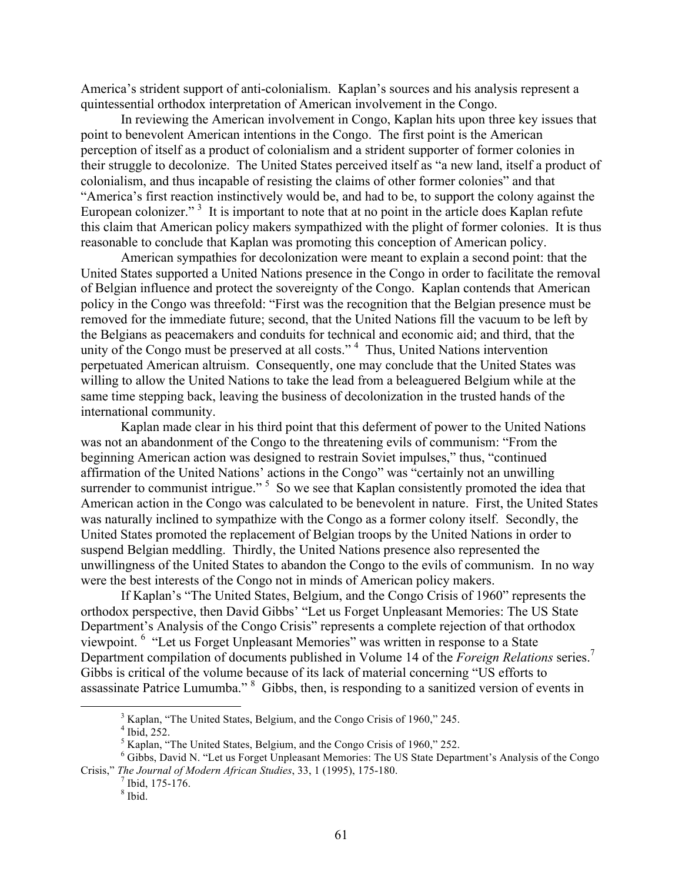America's strident support of anti-colonialism. Kaplan's sources and his analysis represent a quintessential orthodox interpretation of American involvement in the Congo.

In reviewing the American involvement in Congo, Kaplan hits upon three key issues that point to benevolent American intentions in the Congo. The first point is the American perception of itself as a product of colonialism and a strident supporter of former colonies in their struggle to decolonize. The United States perceived itself as "a new land, itself a product of colonialism, and thus incapable of resisting the claims of other former colonies" and that "America's first reaction instinctively would be, and had to be, to support the colony against the European colonizer." [3] It is important to note that at no point in the article does Kaplan refute this claim that American policy makers sympathized with the plight of former colonies. It is thus reasonable to conclude that Kaplan was promoting this conception of American policy.

American sympathies for decolonization were meant to explain a second point: that the United States supported a United Nations presence in the Congo in order to facilitate the removal of Belgian influence and protect the sovereignty of the Congo. Kaplan contends that American policy in the Congo was threefold: "First was the recognition that the Belgian presence must be removed for the immediate future; second, that the United Nations fill the vacuum to be left by the Belgians as peacemakers and conduits for technical and economic aid; and third, that the unity of the Congo must be preserved at all costs." [4] Thus, United Nations intervention perpetuated American altruism. Consequently, one may conclude that the United States was willing to allow the United Nations to take the lead from a beleaguered Belgium while at the same time stepping back, leaving the business of decolonization in the trusted hands of the international community.

Kaplan made clear in his third point that this deferment of power to the United Nations was not an abandonment of the Congo to the threatening evils of communism: "From the beginning American action was designed to restrain Soviet impulses," thus, "continued affirmation of the United Nations' actions in the Congo" was "certainly not an unwilling surrender to communist intrigue." [5] So we see that Kaplan consistently promoted the idea that American action in the Congo was calculated to be benevolent in nature. First, the United States was naturally inclined to sympathize with the Congo as a former colony itself. Secondly, the United States promoted the replacement of Belgian troops by the United Nations in order to suspend Belgian meddling. Thirdly, the United Nations presence also represented the unwillingness of the United States to abandon the Congo to the evils of communism. In no way were the best interests of the Congo not in minds of American policy makers.

If Kaplan's "The United States, Belgium, and the Congo Crisis of 1960" represents the orthodox perspective, then David Gibbs' "Let us Forget Unpleasant Memories: The US State Department's Analysis of the Congo Crisis" represents a complete rejection of that orthodox viewpoint. [6] "Let us Forget Unpleasant Memories" was written in response to a State Department compilation of documents published in Volume 14 of the *Foreign Relations* series.[7] Gibbs is critical of the volume because of its lack of material concerning "US efforts to assassinate Patrice Lumumba." [8] Gibbs, then, is responding to a sanitized version of events in

---

[3] Kaplan, "The United States, Belgium, and the Congo Crisis of 1960," 245.

[4] Ibid, 252.

[5] Kaplan, "The United States, Belgium, and the Congo Crisis of 1960," 252.

[6] Gibbs, David N. "Let us Forget Unpleasant Memories: The US State Department's Analysis of the Congo Crisis," *The Journal of Modern African Studies*, 33, 1 (1995), 175-180.

[7] Ibid, 175-176.

[8] Ibid.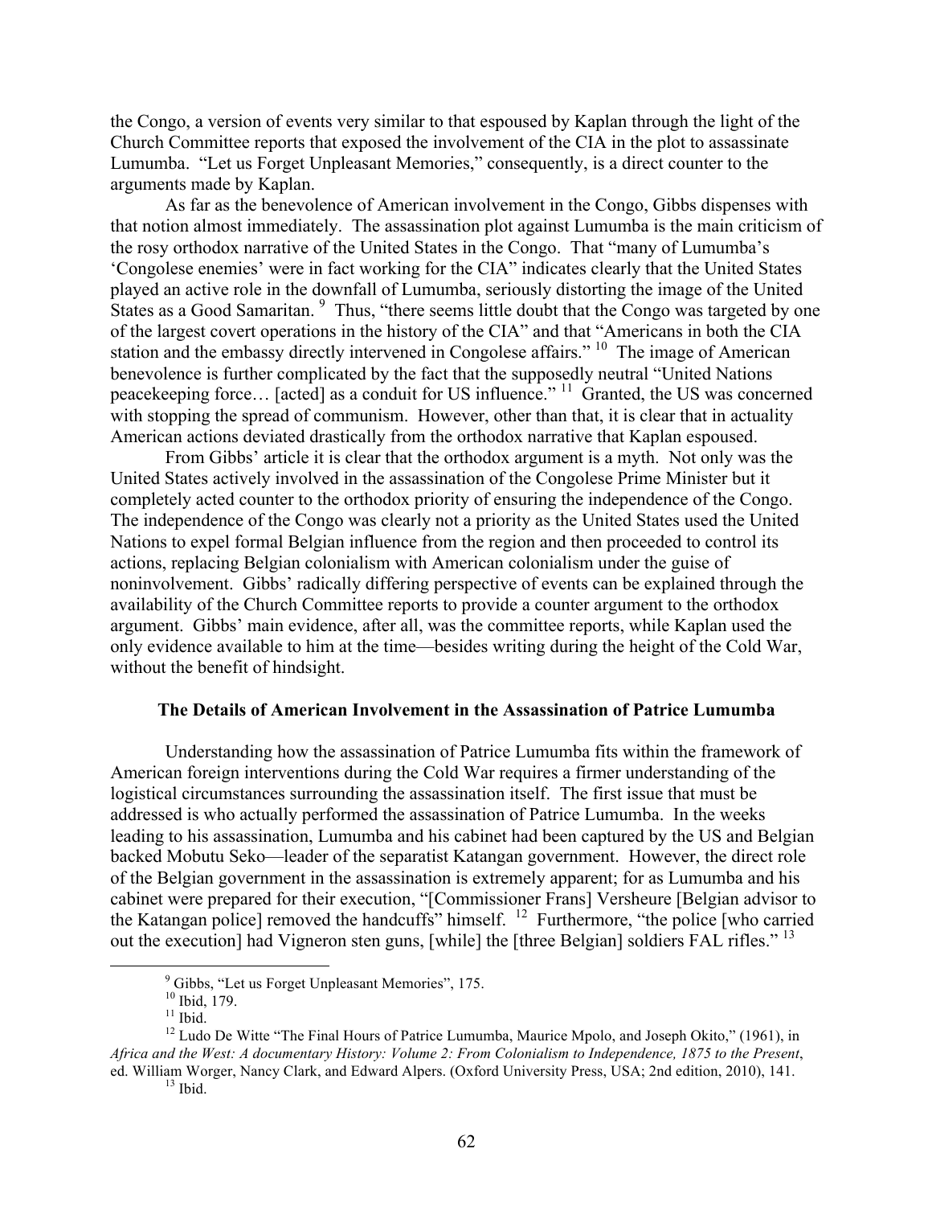the Congo, a version of events very similar to that espoused by Kaplan through the light of the Church Committee reports that exposed the involvement of the CIA in the plot to assassinate Lumumba. "Let us Forget Unpleasant Memories," consequently, is a direct counter to the arguments made by Kaplan.

As far as the benevolence of American involvement in the Congo, Gibbs dispenses with that notion almost immediately. The assassination plot against Lumumba is the main criticism of the rosy orthodox narrative of the United States in the Congo. That "many of Lumumba's 'Congolese enemies' were in fact working for the CIA" indicates clearly that the United States played an active role in the downfall of Lumumba, seriously distorting the image of the United States as a Good Samaritan. [9] Thus, "there seems little doubt that the Congo was targeted by one of the largest covert operations in the history of the CIA" and that "Americans in both the CIA station and the embassy directly intervened in Congolese affairs." [10] The image of American benevolence is further complicated by the fact that the supposedly neutral "United Nations peacekeeping force… [acted] as a conduit for US influence." [11] Granted, the US was concerned with stopping the spread of communism. However, other than that, it is clear that in actuality American actions deviated drastically from the orthodox narrative that Kaplan espoused.

From Gibbs' article it is clear that the orthodox argument is a myth. Not only was the United States actively involved in the assassination of the Congolese Prime Minister but it completely acted counter to the orthodox priority of ensuring the independence of the Congo. The independence of the Congo was clearly not a priority as the United States used the United Nations to expel formal Belgian influence from the region and then proceeded to control its actions, replacing Belgian colonialism with American colonialism under the guise of noninvolvement. Gibbs' radically differing perspective of events can be explained through the availability of the Church Committee reports to provide a counter argument to the orthodox argument. Gibbs' main evidence, after all, was the committee reports, while Kaplan used the only evidence available to him at the time—besides writing during the height of the Cold War, without the benefit of hindsight.

### The Details of American Involvement in the Assassination of Patrice Lumumba

Understanding how the assassination of Patrice Lumumba fits within the framework of American foreign interventions during the Cold War requires a firmer understanding of the logistical circumstances surrounding the assassination itself. The first issue that must be addressed is who actually performed the assassination of Patrice Lumumba. In the weeks leading to his assassination, Lumumba and his cabinet had been captured by the US and Belgian backed Mobutu Seko—leader of the separatist Katangan government. However, the direct role of the Belgian government in the assassination is extremely apparent; for as Lumumba and his cabinet were prepared for their execution, "[Commissioner Frans] Versheure [Belgian advisor to the Katangan police] removed the handcuffs" himself. [12] Furthermore, "the police [who carried out the execution] had Vigneron sten guns, [while] the [three Belgian] soldiers FAL rifles." [13]

---

[9] Gibbs, "Let us Forget Unpleasant Memories", 175.

[10] Ibid, 179.

[11] Ibid.

[12] Ludo De Witte "The Final Hours of Patrice Lumumba, Maurice Mpolo, and Joseph Okito," (1961), in *Africa and the West: A documentary History: Volume 2: From Colonialism to Independence, 1875 to the Present*, ed. William Worger, Nancy Clark, and Edward Alpers. (Oxford University Press, USA; 2nd edition, 2010), 141.

[13] Ibid.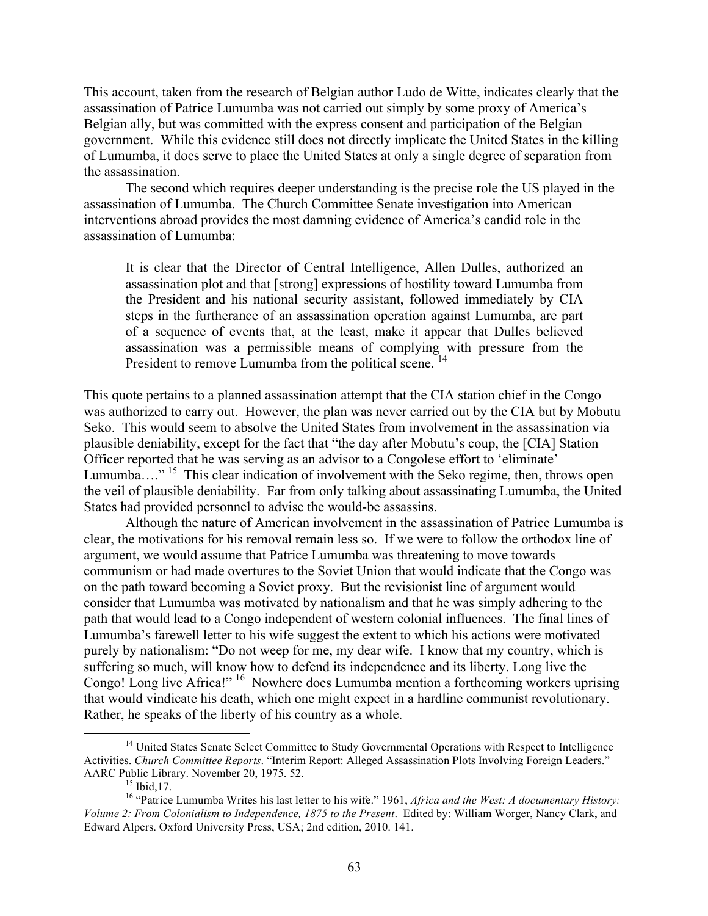This account, taken from the research of Belgian author Ludo de Witte, indicates clearly that the assassination of Patrice Lumumba was not carried out simply by some proxy of America's Belgian ally, but was committed with the express consent and participation of the Belgian government. While this evidence still does not directly implicate the United States in the killing of Lumumba, it does serve to place the United States at only a single degree of separation from the assassination.

The second which requires deeper understanding is the precise role the US played in the assassination of Lumumba. The Church Committee Senate investigation into American interventions abroad provides the most damning evidence of America's candid role in the assassination of Lumumba:

> It is clear that the Director of Central Intelligence, Allen Dulles, authorized an assassination plot and that [strong] expressions of hostility toward Lumumba from the President and his national security assistant, followed immediately by CIA steps in the furtherance of an assassination operation against Lumumba, are part of a sequence of events that, at the least, make it appear that Dulles believed assassination was a permissible means of complying with pressure from the President to remove Lumumba from the political scene. [14]

This quote pertains to a planned assassination attempt that the CIA station chief in the Congo was authorized to carry out. However, the plan was never carried out by the CIA but by Mobutu Seko. This would seem to absolve the United States from involvement in the assassination via plausible deniability, except for the fact that "the day after Mobutu's coup, the [CIA] Station Officer reported that he was serving as an advisor to a Congolese effort to 'eliminate' Lumumba…." [15] This clear indication of involvement with the Seko regime, then, throws open the veil of plausible deniability. Far from only talking about assassinating Lumumba, the United States had provided personnel to advise the would-be assassins.

Although the nature of American involvement in the assassination of Patrice Lumumba is clear, the motivations for his removal remain less so. If we were to follow the orthodox line of argument, we would assume that Patrice Lumumba was threatening to move towards communism or had made overtures to the Soviet Union that would indicate that the Congo was on the path toward becoming a Soviet proxy. But the revisionist line of argument would consider that Lumumba was motivated by nationalism and that he was simply adhering to the path that would lead to a Congo independent of western colonial influences. The final lines of Lumumba's farewell letter to his wife suggest the extent to which his actions were motivated purely by nationalism: "Do not weep for me, my dear wife. I know that my country, which is suffering so much, will know how to defend its independence and its liberty. Long live the Congo! Long live Africa!" [16] Nowhere does Lumumba mention a forthcoming workers uprising that would vindicate his death, which one might expect in a hardline communist revolutionary. Rather, he speaks of the liberty of his country as a whole.

---

[14] United States Senate Select Committee to Study Governmental Operations with Respect to Intelligence Activities. *Church Committee Reports*. "Interim Report: Alleged Assassination Plots Involving Foreign Leaders." AARC Public Library. November 20, 1975. 52.

[15] Ibid,17.

[16] "Patrice Lumumba Writes his last letter to his wife." 1961, *Africa and the West: A documentary History: Volume 2: From Colonialism to Independence, 1875 to the Present*. Edited by: William Worger, Nancy Clark, and Edward Alpers. Oxford University Press, USA; 2nd edition, 2010. 141.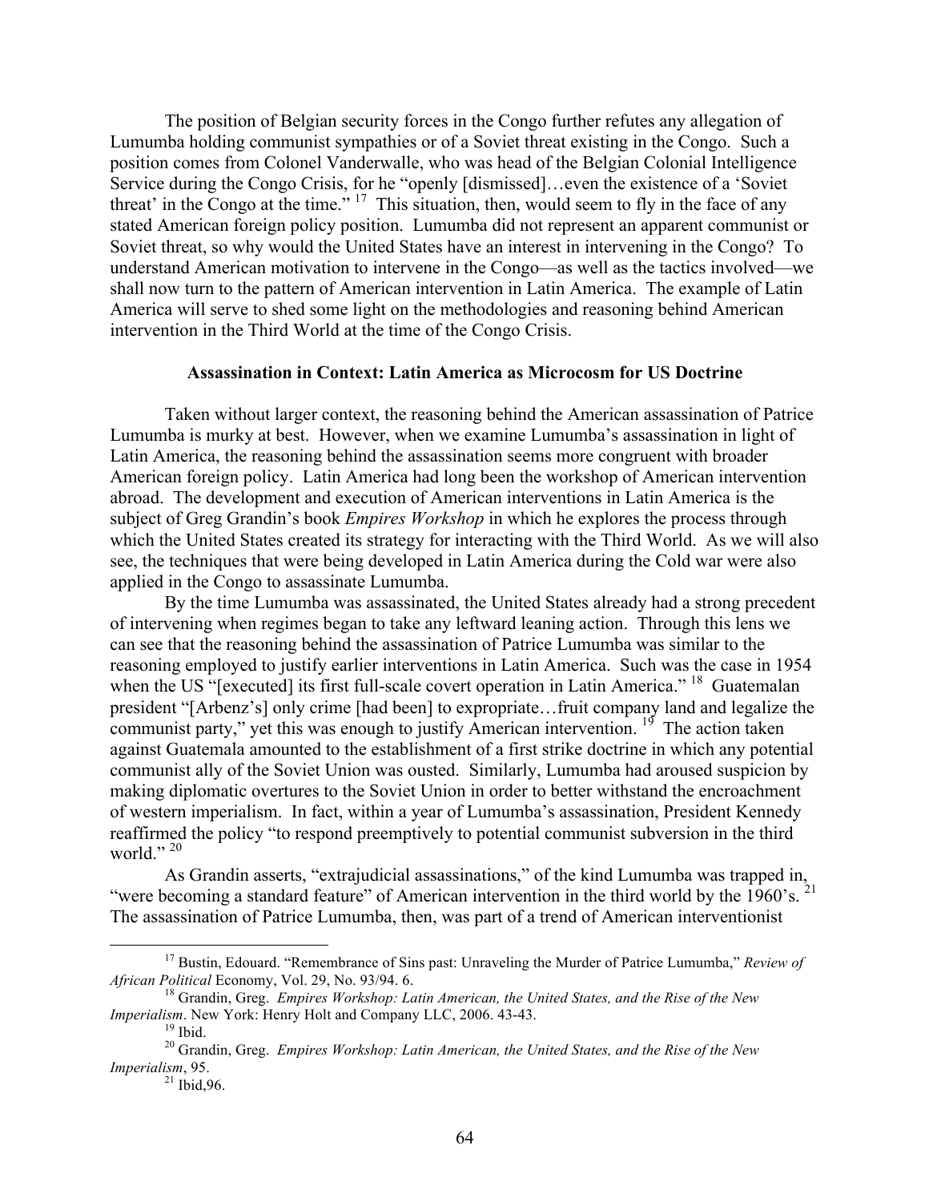The position of Belgian security forces in the Congo further refutes any allegation of Lumumba holding communist sympathies or of a Soviet threat existing in the Congo. Such a position comes from Colonel Vanderwalle, who was head of the Belgian Colonial Intelligence Service during the Congo Crisis, for he "openly [dismissed]…even the existence of a 'Soviet threat' in the Congo at the time." [17] This situation, then, would seem to fly in the face of any stated American foreign policy position. Lumumba did not represent an apparent communist or Soviet threat, so why would the United States have an interest in intervening in the Congo? To understand American motivation to intervene in the Congo—as well as the tactics involved—we shall now turn to the pattern of American intervention in Latin America. The example of Latin America will serve to shed some light on the methodologies and reasoning behind American intervention in the Third World at the time of the Congo Crisis.

**Assassination in Context: Latin America as Microcosm for US Doctrine**

Taken without larger context, the reasoning behind the American assassination of Patrice Lumumba is murky at best. However, when we examine Lumumba's assassination in light of Latin America, the reasoning behind the assassination seems more congruent with broader American foreign policy. Latin America had long been the workshop of American intervention abroad. The development and execution of American interventions in Latin America is the subject of Greg Grandin's book *Empires Workshop* in which he explores the process through which the United States created its strategy for interacting with the Third World. As we will also see, the techniques that were being developed in Latin America during the Cold war were also applied in the Congo to assassinate Lumumba.

By the time Lumumba was assassinated, the United States already had a strong precedent of intervening when regimes began to take any leftward leaning action. Through this lens we can see that the reasoning behind the assassination of Patrice Lumumba was similar to the reasoning employed to justify earlier interventions in Latin America. Such was the case in 1954 when the US "[executed] its first full-scale covert operation in Latin America." [18] Guatemalan president "[Arbenz's] only crime [had been] to expropriate…fruit company land and legalize the communist party," yet this was enough to justify American intervention. [19] The action taken against Guatemala amounted to the establishment of a first strike doctrine in which any potential communist ally of the Soviet Union was ousted. Similarly, Lumumba had aroused suspicion by making diplomatic overtures to the Soviet Union in order to better withstand the encroachment of western imperialism. In fact, within a year of Lumumba's assassination, President Kennedy reaffirmed the policy "to respond preemptively to potential communist subversion in the third world." [20]

As Grandin asserts, "extrajudicial assassinations," of the kind Lumumba was trapped in, "were becoming a standard feature" of American intervention in the third world by the 1960's. [21] The assassination of Patrice Lumumba, then, was part of a trend of American interventionist

---

[17] Bustin, Edouard. "Remembrance of Sins past: Unraveling the Murder of Patrice Lumumba," *Review of African Political* Economy, Vol. 29, No. 93/94. 6.

[18] Grandin, Greg. *Empires Workshop: Latin American, the United States, and the Rise of the New Imperialism*. New York: Henry Holt and Company LLC, 2006. 43-43.

[19] Ibid.

[20] Grandin, Greg. *Empires Workshop: Latin American, the United States, and the Rise of the New Imperialism*, 95.

[21] Ibid,96.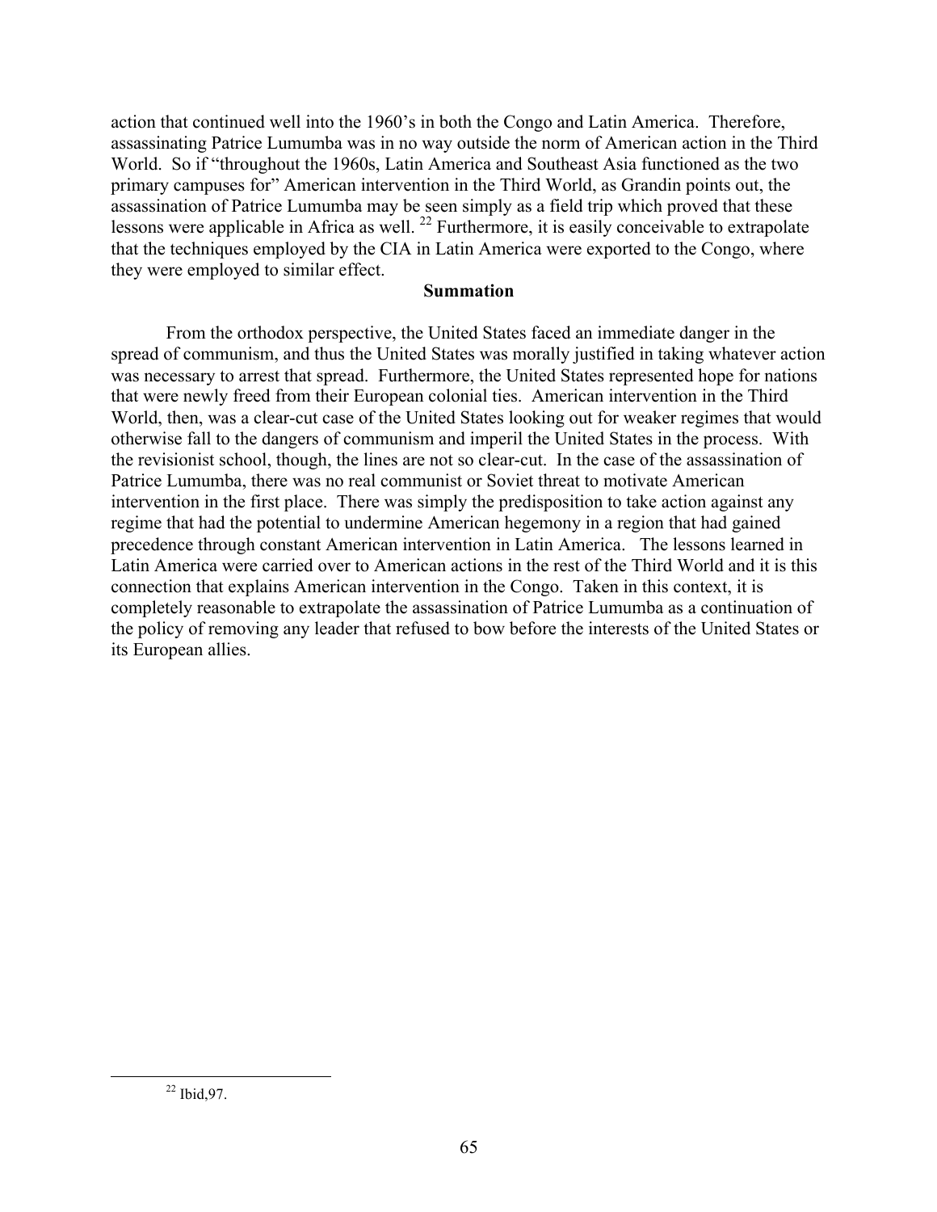action that continued well into the 1960's in both the Congo and Latin America. Therefore, assassinating Patrice Lumumba was in no way outside the norm of American action in the Third World. So if "throughout the 1960s, Latin America and Southeast Asia functioned as the two primary campuses for" American intervention in the Third World, as Grandin points out, the assassination of Patrice Lumumba may be seen simply as a field trip which proved that these lessons were applicable in Africa as well. [22] Furthermore, it is easily conceivable to extrapolate that the techniques employed by the CIA in Latin America were exported to the Congo, where they were employed to similar effect.

## Summation

From the orthodox perspective, the United States faced an immediate danger in the spread of communism, and thus the United States was morally justified in taking whatever action was necessary to arrest that spread. Furthermore, the United States represented hope for nations that were newly freed from their European colonial ties. American intervention in the Third World, then, was a clear-cut case of the United States looking out for weaker regimes that would otherwise fall to the dangers of communism and imperil the United States in the process. With the revisionist school, though, the lines are not so clear-cut. In the case of the assassination of Patrice Lumumba, there was no real communist or Soviet threat to motivate American intervention in the first place. There was simply the predisposition to take action against any regime that had the potential to undermine American hegemony in a region that had gained precedence through constant American intervention in Latin America. The lessons learned in Latin America were carried over to American actions in the rest of the Third World and it is this connection that explains American intervention in the Congo. Taken in this context, it is completely reasonable to extrapolate the assassination of Patrice Lumumba as a continuation of the policy of removing any leader that refused to bow before the interests of the United States or its European allies.

[22] Ibid,97.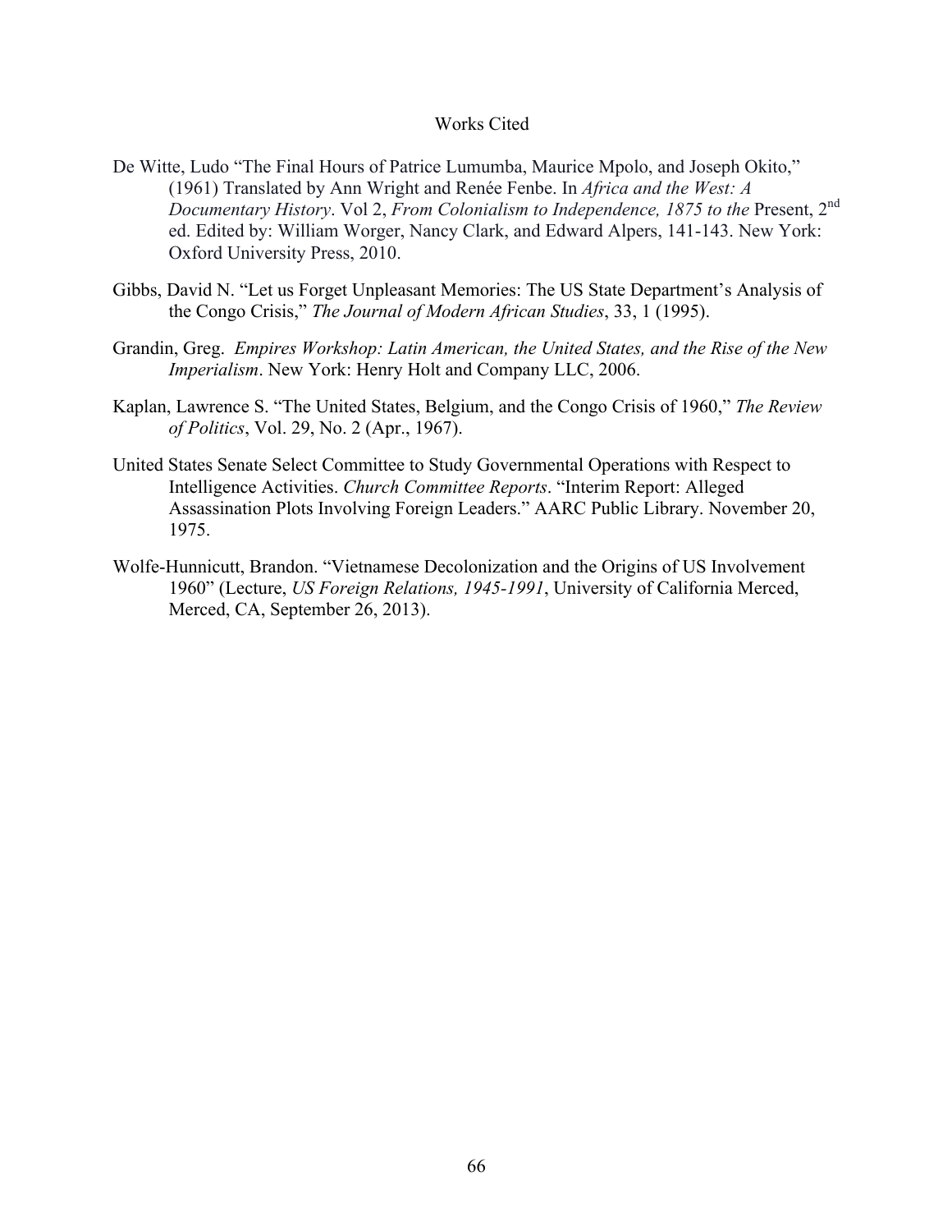# Works Cited

De Witte, Ludo "The Final Hours of Patrice Lumumba, Maurice Mpolo, and Joseph Okito," (1961) Translated by Ann Wright and Renée Fenbe. In *Africa and the West: A Documentary History*. Vol 2, *From Colonialism to Independence, 1875 to the* Present, 2nd ed. Edited by: William Worger, Nancy Clark, and Edward Alpers, 141-143. New York: Oxford University Press, 2010.

Gibbs, David N. "Let us Forget Unpleasant Memories: The US State Department's Analysis of the Congo Crisis," *The Journal of Modern African Studies*, 33, 1 (1995).

Grandin, Greg. *Empires Workshop: Latin American, the United States, and the Rise of the New Imperialism*. New York: Henry Holt and Company LLC, 2006.

Kaplan, Lawrence S. "The United States, Belgium, and the Congo Crisis of 1960," *The Review of Politics*, Vol. 29, No. 2 (Apr., 1967).

United States Senate Select Committee to Study Governmental Operations with Respect to Intelligence Activities. *Church Committee Reports*. "Interim Report: Alleged Assassination Plots Involving Foreign Leaders." AARC Public Library. November 20, 1975.

Wolfe-Hunnicutt, Brandon. "Vietnamese Decolonization and the Origins of US Involvement 1960" (Lecture, *US Foreign Relations, 1945-1991*, University of California Merced, Merced, CA, September 26, 2013).